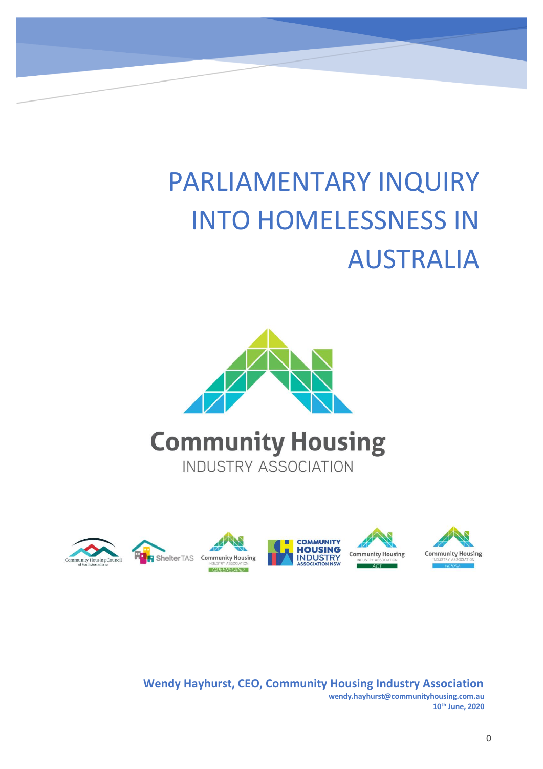# PARLIAMENTARY INQUIRY INTO HOMELESSNESS IN AUSTRALIA

**Community Housing**
INDUSTRY ASSOCIATION

**Wendy Hayhurst, CEO, Community Housing Industry Association**

**wendy.hayhurst@communityhousing.com.au**

**10th June, 2020**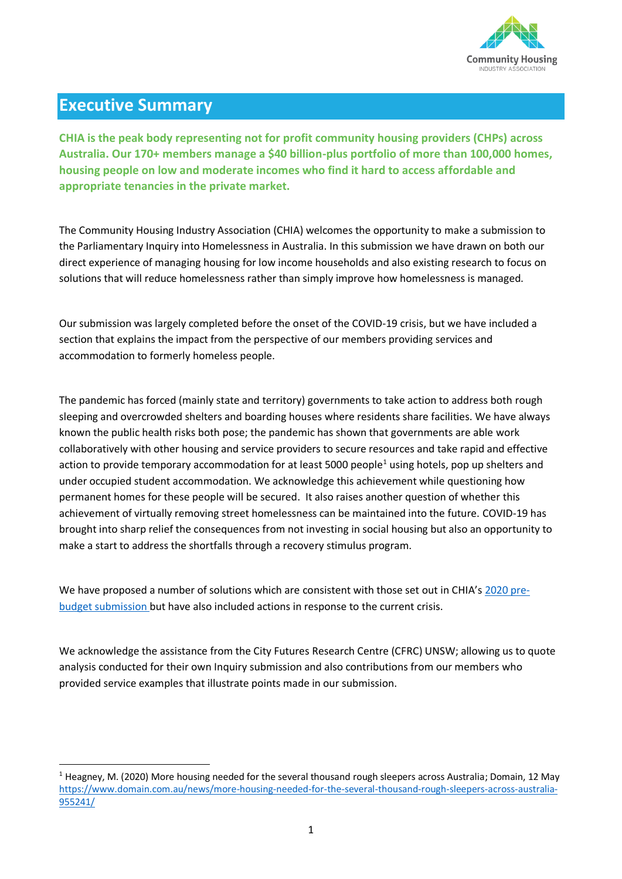# Executive Summary

**CHIA is the peak body representing not for profit community housing providers (CHPs) across Australia. Our 170+ members manage a $40 billion-plus portfolio of more than 100,000 homes, housing people on low and moderate incomes who find it hard to access affordable and appropriate tenancies in the private market.**

The Community Housing Industry Association (CHIA) welcomes the opportunity to make a submission to the Parliamentary Inquiry into Homelessness in Australia. In this submission we have drawn on both our direct experience of managing housing for low income households and also existing research to focus on solutions that will reduce homelessness rather than simply improve how homelessness is managed.

Our submission was largely completed before the onset of the COVID-19 crisis, but we have included a section that explains the impact from the perspective of our members providing services and accommodation to formerly homeless people.

The pandemic has forced (mainly state and territory) governments to take action to address both rough sleeping and overcrowded shelters and boarding houses where residents share facilities. We have always known the public health risks both pose; the pandemic has shown that governments are able work collaboratively with other housing and service providers to secure resources and take rapid and effective action to provide temporary accommodation for at least 5000 people[1] using hotels, pop up shelters and under occupied student accommodation. We acknowledge this achievement while questioning how permanent homes for these people will be secured. It also raises another question of whether this achievement of virtually removing street homelessness can be maintained into the future. COVID-19 has brought into sharp relief the consequences from not investing in social housing but also an opportunity to make a start to address the shortfalls through a recovery stimulus program.

We have proposed a number of solutions which are consistent with those set out in CHIA's [2020 pre-budget submission](#) but have also included actions in response to the current crisis.

We acknowledge the assistance from the City Futures Research Centre (CFRC) UNSW; allowing us to quote analysis conducted for their own Inquiry submission and also contributions from our members who provided service examples that illustrate points made in our submission.

---

[1] Heagney, M. (2020) More housing needed for the several thousand rough sleepers across Australia; Domain, 12 May https://www.domain.com.au/news/more-housing-needed-for-the-several-thousand-rough-sleepers-across-australia-955241/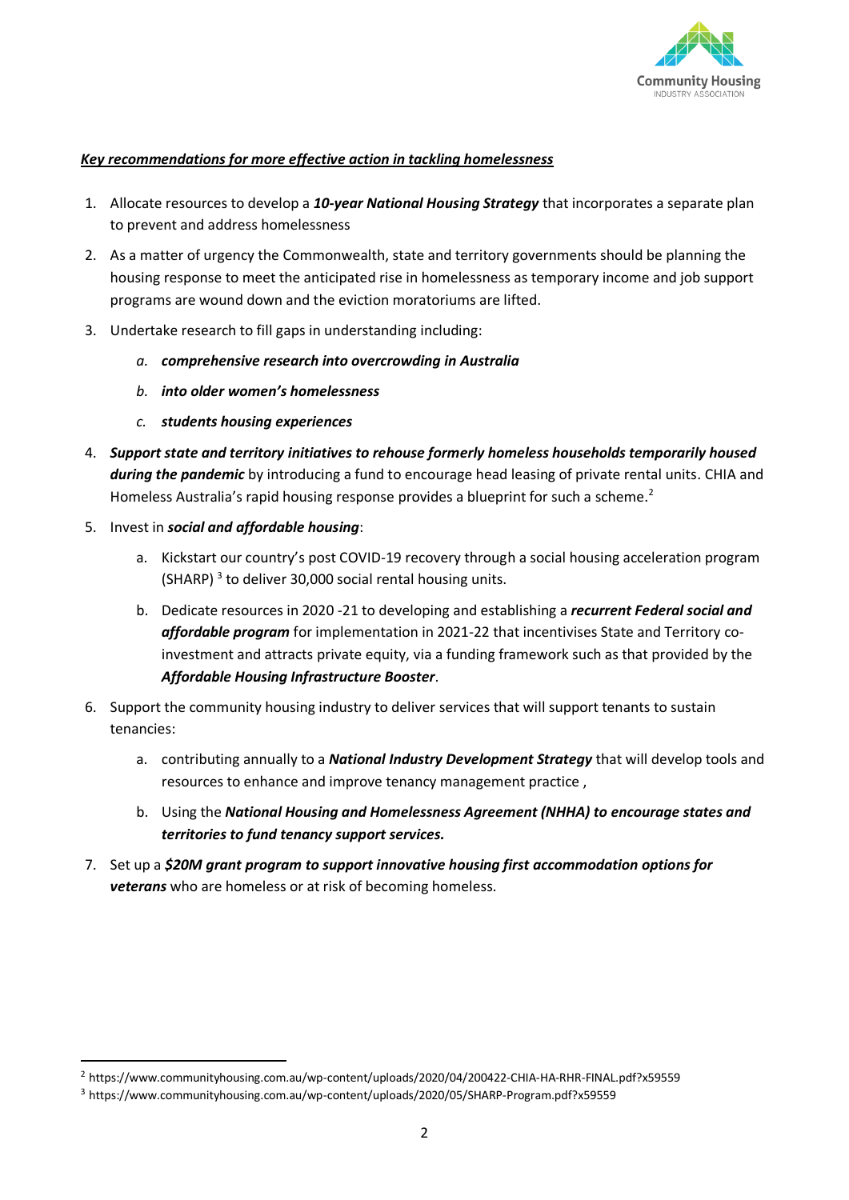***Key recommendations for more effective action in tackling homelessness***

1. Allocate resources to develop a ***10-year National Housing Strategy*** that incorporates a separate plan to prevent and address homelessness
2. As a matter of urgency the Commonwealth, state and territory governments should be planning the housing response to meet the anticipated rise in homelessness as temporary income and job support programs are wound down and the eviction moratoriums are lifted.
3. Undertake research to fill gaps in understanding including:
    a. ***comprehensive research into overcrowding in Australia***
    b. ***into older women's homelessness***
    c. ***students housing experiences***
4. ***Support state and territory initiatives to rehouse formerly homeless households temporarily housed during the pandemic*** by introducing a fund to encourage head leasing of private rental units. CHIA and Homeless Australia's rapid housing response provides a blueprint for such a scheme.[2]
5. Invest in ***social and affordable housing***:
    a. Kickstart our country's post COVID-19 recovery through a social housing acceleration program (SHARP) [3] to deliver 30,000 social rental housing units.
    b. Dedicate resources in 2020 -21 to developing and establishing a ***recurrent Federal social and affordable program*** for implementation in 2021-22 that incentivises State and Territory co-investment and attracts private equity, via a funding framework such as that provided by the ***Affordable Housing Infrastructure Booster***.
6. Support the community housing industry to deliver services that will support tenants to sustain tenancies:
    a. contributing annually to a ***National Industry Development Strategy*** that will develop tools and resources to enhance and improve tenancy management practice ,
    b. Using the ***National Housing and Homelessness Agreement (NHHA) to encourage states and territories to fund tenancy support services.***
7. Set up a ***$20M grant program to support innovative housing first accommodation options for veterans*** who are homeless or at risk of becoming homeless.

---

[2] https://www.communityhousing.com.au/wp-content/uploads/2020/04/200422-CHIA-HA-RHR-FINAL.pdf?x59559

[3] https://www.communityhousing.com.au/wp-content/uploads/2020/05/SHARP-Program.pdf?x59559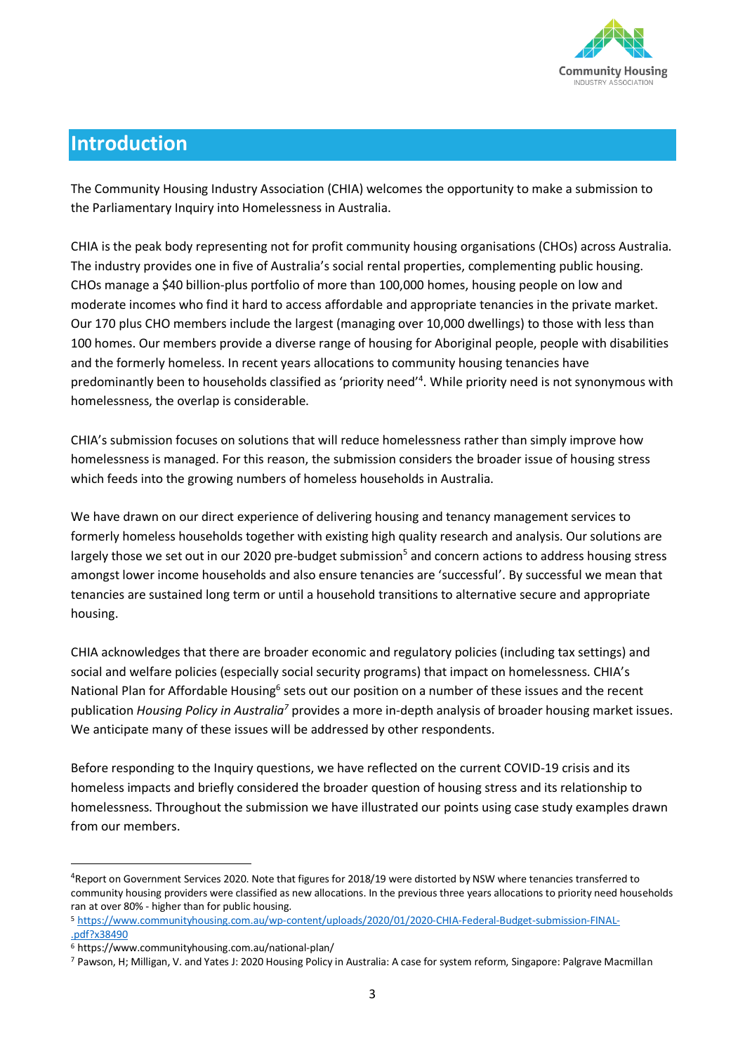## Introduction

The Community Housing Industry Association (CHIA) welcomes the opportunity to make a submission to the Parliamentary Inquiry into Homelessness in Australia.

CHIA is the peak body representing not for profit community housing organisations (CHOs) across Australia. The industry provides one in five of Australia's social rental properties, complementing public housing. CHOs manage a $40 billion-plus portfolio of more than 100,000 homes, housing people on low and moderate incomes who find it hard to access affordable and appropriate tenancies in the private market. Our 170 plus CHO members include the largest (managing over 10,000 dwellings) to those with less than 100 homes. Our members provide a diverse range of housing for Aboriginal people, people with disabilities and the formerly homeless. In recent years allocations to community housing tenancies have predominantly been to households classified as 'priority need'[4]. While priority need is not synonymous with homelessness, the overlap is considerable.

CHIA's submission focuses on solutions that will reduce homelessness rather than simply improve how homelessness is managed. For this reason, the submission considers the broader issue of housing stress which feeds into the growing numbers of homeless households in Australia.

We have drawn on our direct experience of delivering housing and tenancy management services to formerly homeless households together with existing high quality research and analysis. Our solutions are largely those we set out in our 2020 pre-budget submission[5] and concern actions to address housing stress amongst lower income households and also ensure tenancies are 'successful'. By successful we mean that tenancies are sustained long term or until a household transitions to alternative secure and appropriate housing.

CHIA acknowledges that there are broader economic and regulatory policies (including tax settings) and social and welfare policies (especially social security programs) that impact on homelessness. CHIA's National Plan for Affordable Housing[6] sets out our position on a number of these issues and the recent publication *Housing Policy in Australia*[7] provides a more in-depth analysis of broader housing market issues. We anticipate many of these issues will be addressed by other respondents.

Before responding to the Inquiry questions, we have reflected on the current COVID-19 crisis and its homeless impacts and briefly considered the broader question of housing stress and its relationship to homelessness. Throughout the submission we have illustrated our points using case study examples drawn from our members.

---

[4] Report on Government Services 2020. Note that figures for 2018/19 were distorted by NSW where tenancies transferred to community housing providers were classified as new allocations. In the previous three years allocations to priority need households ran at over 80% - higher than for public housing.

[5] https://www.communityhousing.com.au/wp-content/uploads/2020/01/2020-CHIA-Federal-Budget-submission-FINAL-.pdf?x38490

[6] https://www.communityhousing.com.au/national-plan/

[7] Pawson, H; Milligan, V. and Yates J: 2020 Housing Policy in Australia: A case for system reform, Singapore: Palgrave Macmillan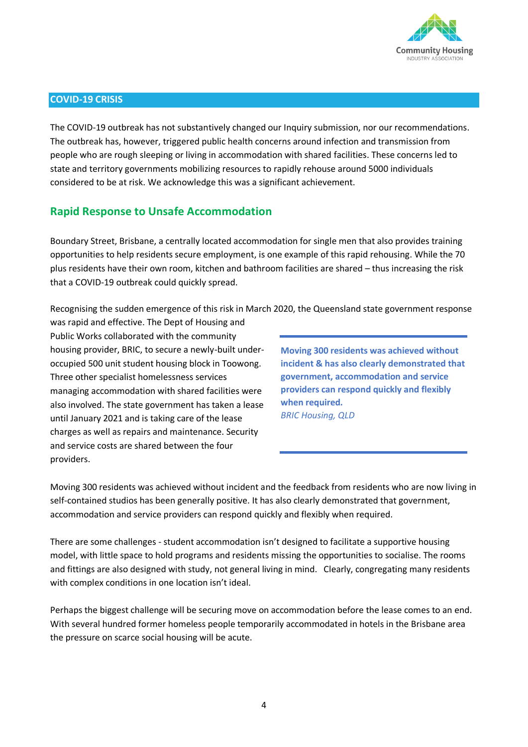## COVID-19 CRISIS

The COVID-19 outbreak has not substantively changed our Inquiry submission, nor our recommendations. The outbreak has, however, triggered public health concerns around infection and transmission from people who are rough sleeping or living in accommodation with shared facilities. These concerns led to state and territory governments mobilizing resources to rapidly rehouse around 5000 individuals considered to be at risk. We acknowledge this was a significant achievement.

### Rapid Response to Unsafe Accommodation

Boundary Street, Brisbane, a centrally located accommodation for single men that also provides training opportunities to help residents secure employment, is one example of this rapid rehousing. While the 70 plus residents have their own room, kitchen and bathroom facilities are shared – thus increasing the risk that a COVID-19 outbreak could quickly spread.

Recognising the sudden emergence of this risk in March 2020, the Queensland state government response was rapid and effective. The Dept of Housing and Public Works collaborated with the community housing provider, BRIC, to secure a newly-built under-occupied 500 unit student housing block in Toowong. Three other specialist homelessness services managing accommodation with shared facilities were also involved. The state government has taken a lease until January 2021 and is taking care of the lease charges as well as repairs and maintenance. Security and service costs are shared between the four providers.

> **Moving 300 residents was achieved without incident & has also clearly demonstrated that government, accommodation and service providers can respond quickly and flexibly when required.**
> *BRIC Housing, QLD*

Moving 300 residents was achieved without incident and the feedback from residents who are now living in self-contained studios has been generally positive. It has also clearly demonstrated that government, accommodation and service providers can respond quickly and flexibly when required.

There are some challenges - student accommodation isn't designed to facilitate a supportive housing model, with little space to hold programs and residents missing the opportunities to socialise. The rooms and fittings are also designed with study, not general living in mind. Clearly, congregating many residents with complex conditions in one location isn't ideal.

Perhaps the biggest challenge will be securing move on accommodation before the lease comes to an end. With several hundred former homeless people temporarily accommodated in hotels in the Brisbane area the pressure on scarce social housing will be acute.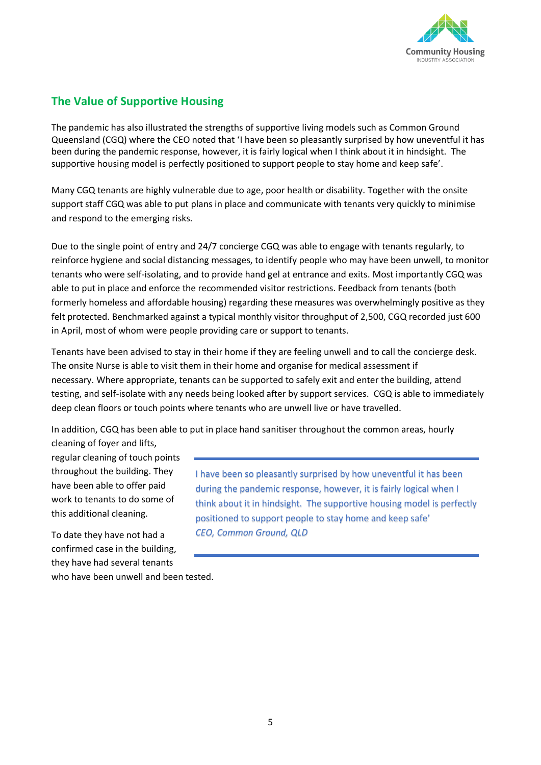## The Value of Supportive Housing

The pandemic has also illustrated the strengths of supportive living models such as Common Ground Queensland (CGQ) where the CEO noted that 'I have been so pleasantly surprised by how uneventful it has been during the pandemic response, however, it is fairly logical when I think about it in hindsight. The supportive housing model is perfectly positioned to support people to stay home and keep safe'.

Many CGQ tenants are highly vulnerable due to age, poor health or disability. Together with the onsite support staff CGQ was able to put plans in place and communicate with tenants very quickly to minimise and respond to the emerging risks.

Due to the single point of entry and 24/7 concierge CGQ was able to engage with tenants regularly, to reinforce hygiene and social distancing messages, to identify people who may have been unwell, to monitor tenants who were self-isolating, and to provide hand gel at entrance and exits. Most importantly CGQ was able to put in place and enforce the recommended visitor restrictions. Feedback from tenants (both formerly homeless and affordable housing) regarding these measures was overwhelmingly positive as they felt protected. Benchmarked against a typical monthly visitor throughput of 2,500, CGQ recorded just 600 in April, most of whom were people providing care or support to tenants.

Tenants have been advised to stay in their home if they are feeling unwell and to call the concierge desk. The onsite Nurse is able to visit them in their home and organise for medical assessment if necessary. Where appropriate, tenants can be supported to safely exit and enter the building, attend testing, and self-isolate with any needs being looked after by support services. CGQ is able to immediately deep clean floors or touch points where tenants who are unwell live or have travelled.

In addition, CGQ has been able to put in place hand sanitiser throughout the common areas, hourly cleaning of foyer and lifts, regular cleaning of touch points throughout the building. They have been able to offer paid work to tenants to do some of this additional cleaning.

> I have been so pleasantly surprised by how uneventful it has been during the pandemic response, however, it is fairly logical when I think about it in hindsight. The supportive housing model is perfectly positioned to support people to stay home and keep safe'
> *CEO, Common Ground, QLD*

To date they have not had a confirmed case in the building, they have had several tenants who have been unwell and been tested.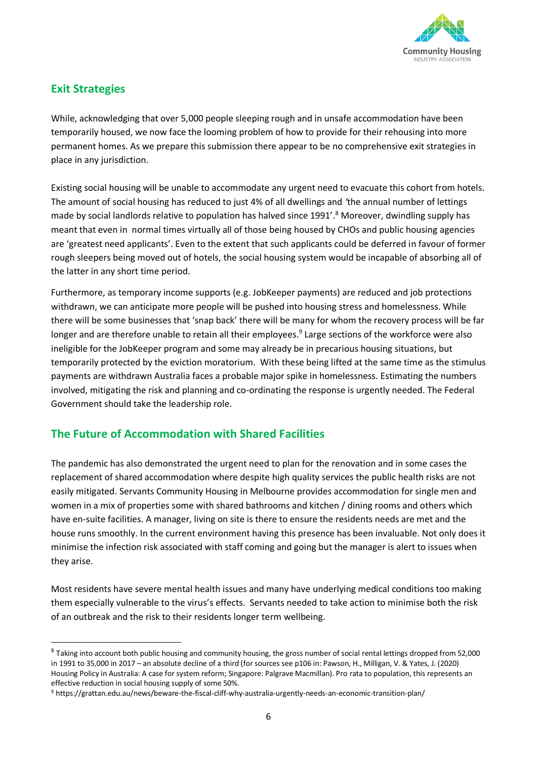## Exit Strategies

While, acknowledging that over 5,000 people sleeping rough and in unsafe accommodation have been temporarily housed, we now face the looming problem of how to provide for their rehousing into more permanent homes. As we prepare this submission there appear to be no comprehensive exit strategies in place in any jurisdiction.

Existing social housing will be unable to accommodate any urgent need to evacuate this cohort from hotels. The amount of social housing has reduced to just 4% of all dwellings and *'*the annual number of lettings made by social landlords relative to population has halved since 1991'.[8] Moreover, dwindling supply has meant that even in normal times virtually all of those being housed by CHOs and public housing agencies are 'greatest need applicants'. Even to the extent that such applicants could be deferred in favour of former rough sleepers being moved out of hotels, the social housing system would be incapable of absorbing all of the latter in any short time period.

Furthermore, as temporary income supports (e.g. JobKeeper payments) are reduced and job protections withdrawn, we can anticipate more people will be pushed into housing stress and homelessness. While there will be some businesses that 'snap back' there will be many for whom the recovery process will be far longer and are therefore unable to retain all their employees.[9] Large sections of the workforce were also ineligible for the JobKeeper program and some may already be in precarious housing situations, but temporarily protected by the eviction moratorium. With these being lifted at the same time as the stimulus payments are withdrawn Australia faces a probable major spike in homelessness. Estimating the numbers involved, mitigating the risk and planning and co-ordinating the response is urgently needed. The Federal Government should take the leadership role.

## The Future of Accommodation with Shared Facilities

The pandemic has also demonstrated the urgent need to plan for the renovation and in some cases the replacement of shared accommodation where despite high quality services the public health risks are not easily mitigated. Servants Community Housing in Melbourne provides accommodation for single men and women in a mix of properties some with shared bathrooms and kitchen / dining rooms and others which have en-suite facilities. A manager, living on site is there to ensure the residents needs are met and the house runs smoothly. In the current environment having this presence has been invaluable. Not only does it minimise the infection risk associated with staff coming and going but the manager is alert to issues when they arise.

Most residents have severe mental health issues and many have underlying medical conditions too making them especially vulnerable to the virus's effects. Servants needed to take action to minimise both the risk of an outbreak and the risk to their residents longer term wellbeing.

---

[8] Taking into account both public housing and community housing, the gross number of social rental lettings dropped from 52,000 in 1991 to 35,000 in 2017 – an absolute decline of a third (for sources see p106 in: Pawson, H., Milligan, V. & Yates, J. (2020) Housing Policy in Australia: A case for system reform; Singapore: Palgrave Macmillan). Pro rata to population, this represents an effective reduction in social housing supply of some 50%.

[9] https://grattan.edu.au/news/beware-the-fiscal-cliff-why-australia-urgently-needs-an-economic-transition-plan/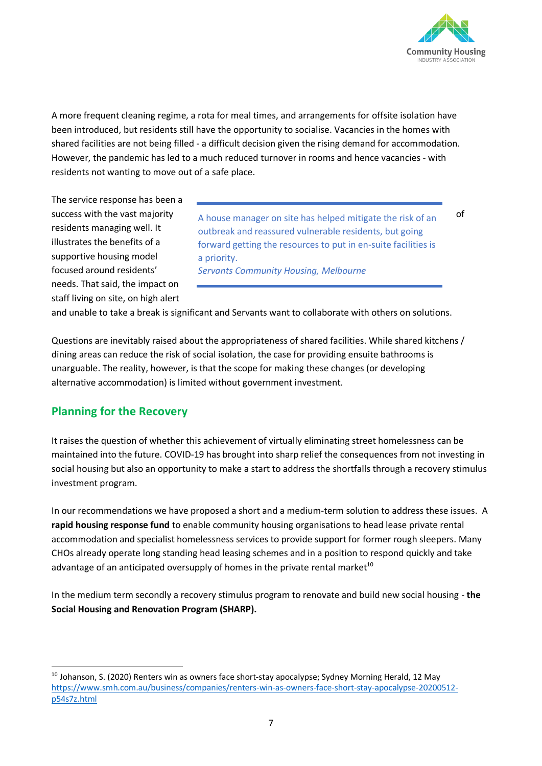A more frequent cleaning regime, a rota for meal times, and arrangements for offsite isolation have been introduced, but residents still have the opportunity to socialise. Vacancies in the homes with shared facilities are not being filled - a difficult decision given the rising demand for accommodation. However, the pandemic has led to a much reduced turnover in rooms and hence vacancies - with residents not wanting to move out of a safe place.

The service response has been a success with the vast majority of residents managing well. It illustrates the benefits of a supportive housing model focused around residents' needs. That said, the impact on staff living on site, on high alert and unable to take a break is significant and Servants want to collaborate with others on solutions.

> A house manager on site has helped mitigate the risk of an outbreak and reassured vulnerable residents, but going forward getting the resources to put in en-suite facilities is a priority.
> *Servants Community Housing, Melbourne*

Questions are inevitably raised about the appropriateness of shared facilities. While shared kitchens / dining areas can reduce the risk of social isolation, the case for providing ensuite bathrooms is unarguable. The reality, however, is that the scope for making these changes (or developing alternative accommodation) is limited without government investment.

## Planning for the Recovery

It raises the question of whether this achievement of virtually eliminating street homelessness can be maintained into the future. COVID-19 has brought into sharp relief the consequences from not investing in social housing but also an opportunity to make a start to address the shortfalls through a recovery stimulus investment program.

In our recommendations we have proposed a short and a medium-term solution to address these issues. A **rapid housing response fund** to enable community housing organisations to head lease private rental accommodation and specialist homelessness services to provide support for former rough sleepers. Many CHOs already operate long standing head leasing schemes and in a position to respond quickly and take advantage of an anticipated oversupply of homes in the private rental market[10]

In the medium term secondly a recovery stimulus program to renovate and build new social housing - **the Social Housing and Renovation Program (SHARP).**

[10] Johanson, S. (2020) Renters win as owners face short-stay apocalypse; Sydney Morning Herald, 12 May https://www.smh.com.au/business/companies/renters-win-as-owners-face-short-stay-apocalypse-20200512-p54s7z.html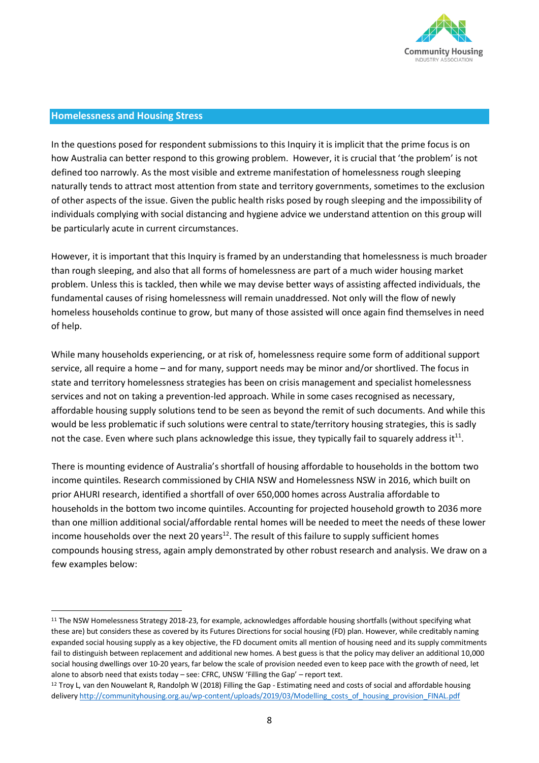## Homelessness and Housing Stress

In the questions posed for respondent submissions to this Inquiry it is implicit that the prime focus is on how Australia can better respond to this growing problem. However, it is crucial that 'the problem' is not defined too narrowly. As the most visible and extreme manifestation of homelessness rough sleeping naturally tends to attract most attention from state and territory governments, sometimes to the exclusion of other aspects of the issue. Given the public health risks posed by rough sleeping and the impossibility of individuals complying with social distancing and hygiene advice we understand attention on this group will be particularly acute in current circumstances.

However, it is important that this Inquiry is framed by an understanding that homelessness is much broader than rough sleeping, and also that all forms of homelessness are part of a much wider housing market problem. Unless this is tackled, then while we may devise better ways of assisting affected individuals, the fundamental causes of rising homelessness will remain unaddressed. Not only will the flow of newly homeless households continue to grow, but many of those assisted will once again find themselves in need of help.

While many households experiencing, or at risk of, homelessness require some form of additional support service, all require a home – and for many, support needs may be minor and/or shortlived. The focus in state and territory homelessness strategies has been on crisis management and specialist homelessness services and not on taking a prevention-led approach. While in some cases recognised as necessary, affordable housing supply solutions tend to be seen as beyond the remit of such documents. And while this would be less problematic if such solutions were central to state/territory housing strategies, this is sadly not the case. Even where such plans acknowledge this issue, they typically fail to squarely address it[11].

There is mounting evidence of Australia's shortfall of housing affordable to households in the bottom two income quintiles. Research commissioned by CHIA NSW and Homelessness NSW in 2016, which built on prior AHURI research, identified a shortfall of over 650,000 homes across Australia affordable to households in the bottom two income quintiles. Accounting for projected household growth to 2036 more than one million additional social/affordable rental homes will be needed to meet the needs of these lower income households over the next 20 years[12]. The result of this failure to supply sufficient homes compounds housing stress, again amply demonstrated by other robust research and analysis. We draw on a few examples below:

---

[11] The NSW Homelessness Strategy 2018-23, for example, acknowledges affordable housing shortfalls (without specifying what these are) but considers these as covered by its Futures Directions for social housing (FD) plan. However, while creditably naming expanded social housing supply as a key objective, the FD document omits all mention of housing need and its supply commitments fail to distinguish between replacement and additional new homes. A best guess is that the policy may deliver an additional 10,000 social housing dwellings over 10-20 years, far below the scale of provision needed even to keep pace with the growth of need, let alone to absorb need that exists today – see: CFRC, UNSW 'Filling the Gap' – report text.

[12] Troy L, van den Nouwelant R, Randolph W (2018) Filling the Gap - Estimating need and costs of social and affordable housing delivery http://communityhousing.org.au/wp-content/uploads/2019/03/Modelling_costs_of_housing_provision_FINAL.pdf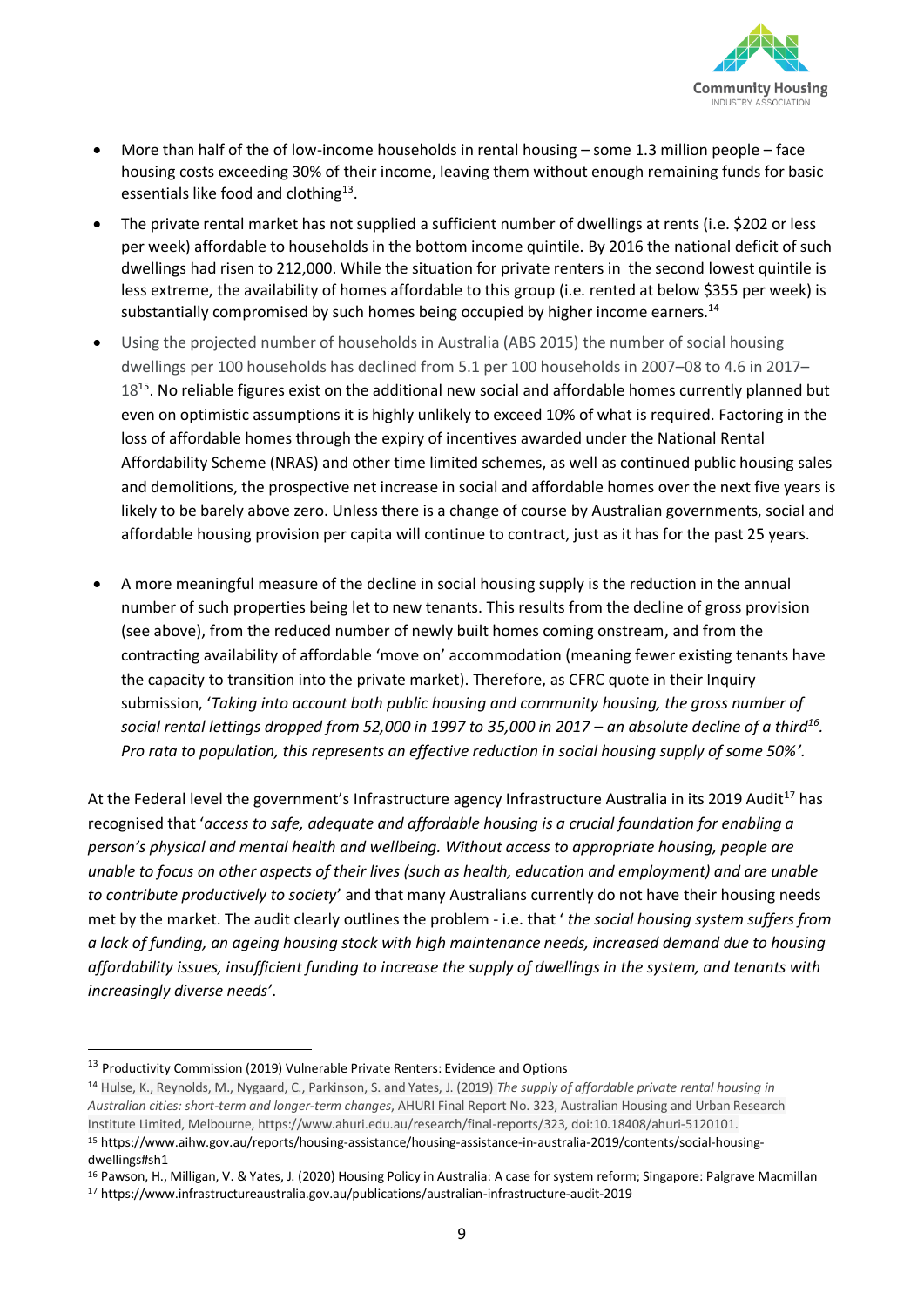- More than half of the of low-income households in rental housing – some 1.3 million people – face housing costs exceeding 30% of their income, leaving them without enough remaining funds for basic essentials like food and clothing[13].
- The private rental market has not supplied a sufficient number of dwellings at rents (i.e. $202 or less per week) affordable to households in the bottom income quintile. By 2016 the national deficit of such dwellings had risen to 212,000. While the situation for private renters in the second lowest quintile is less extreme, the availability of homes affordable to this group (i.e. rented at below $355 per week) is substantially compromised by such homes being occupied by higher income earners.[14]
- Using the projected number of households in Australia (ABS 2015) the number of social housing dwellings per 100 households has declined from 5.1 per 100 households in 2007–08 to 4.6 in 2017–18[15]. No reliable figures exist on the additional new social and affordable homes currently planned but even on optimistic assumptions it is highly unlikely to exceed 10% of what is required. Factoring in the loss of affordable homes through the expiry of incentives awarded under the National Rental Affordability Scheme (NRAS) and other time limited schemes, as well as continued public housing sales and demolitions, the prospective net increase in social and affordable homes over the next five years is likely to be barely above zero. Unless there is a change of course by Australian governments, social and affordable housing provision per capita will continue to contract, just as it has for the past 25 years.
- A more meaningful measure of the decline in social housing supply is the reduction in the annual number of such properties being let to new tenants. This results from the decline of gross provision (see above), from the reduced number of newly built homes coming onstream, and from the contracting availability of affordable 'move on' accommodation (meaning fewer existing tenants have the capacity to transition into the private market). Therefore, as CFRC quote in their Inquiry submission, '*Taking into account both public housing and community housing, the gross number of social rental lettings dropped from 52,000 in 1997 to 35,000 in 2017 – an absolute decline of a third*[16]*. Pro rata to population, this represents an effective reduction in social housing supply of some 50%'.*

At the Federal level the government's Infrastructure agency Infrastructure Australia in its 2019 Audit[17] has recognised that '*access to safe, adequate and affordable housing is a crucial foundation for enabling a person's physical and mental health and wellbeing. Without access to appropriate housing, people are unable to focus on other aspects of their lives (such as health, education and employment) and are unable to contribute productively to society*' and that many Australians currently do not have their housing needs met by the market. The audit clearly outlines the problem - i.e. that '*the social housing system suffers from a lack of funding, an ageing housing stock with high maintenance needs, increased demand due to housing affordability issues, insufficient funding to increase the supply of dwellings in the system, and tenants with increasingly diverse needs'*.

---

[13] Productivity Commission (2019) Vulnerable Private Renters: Evidence and Options

[14] Hulse, K., Reynolds, M., Nygaard, C., Parkinson, S. and Yates, J. (2019) *The supply of affordable private rental housing in Australian cities: short-term and longer-term changes*, AHURI Final Report No. 323, Australian Housing and Urban Research Institute Limited, Melbourne, https://www.ahuri.edu.au/research/final-reports/323, doi:10.18408/ahuri-5120101.

[15] https://www.aihw.gov.au/reports/housing-assistance/housing-assistance-in-australia-2019/contents/social-housing-dwellings#sh1

[16] Pawson, H., Milligan, V. & Yates, J. (2020) Housing Policy in Australia: A case for system reform; Singapore: Palgrave Macmillan

[17] https://www.infrastructureaustralia.gov.au/publications/australian-infrastructure-audit-2019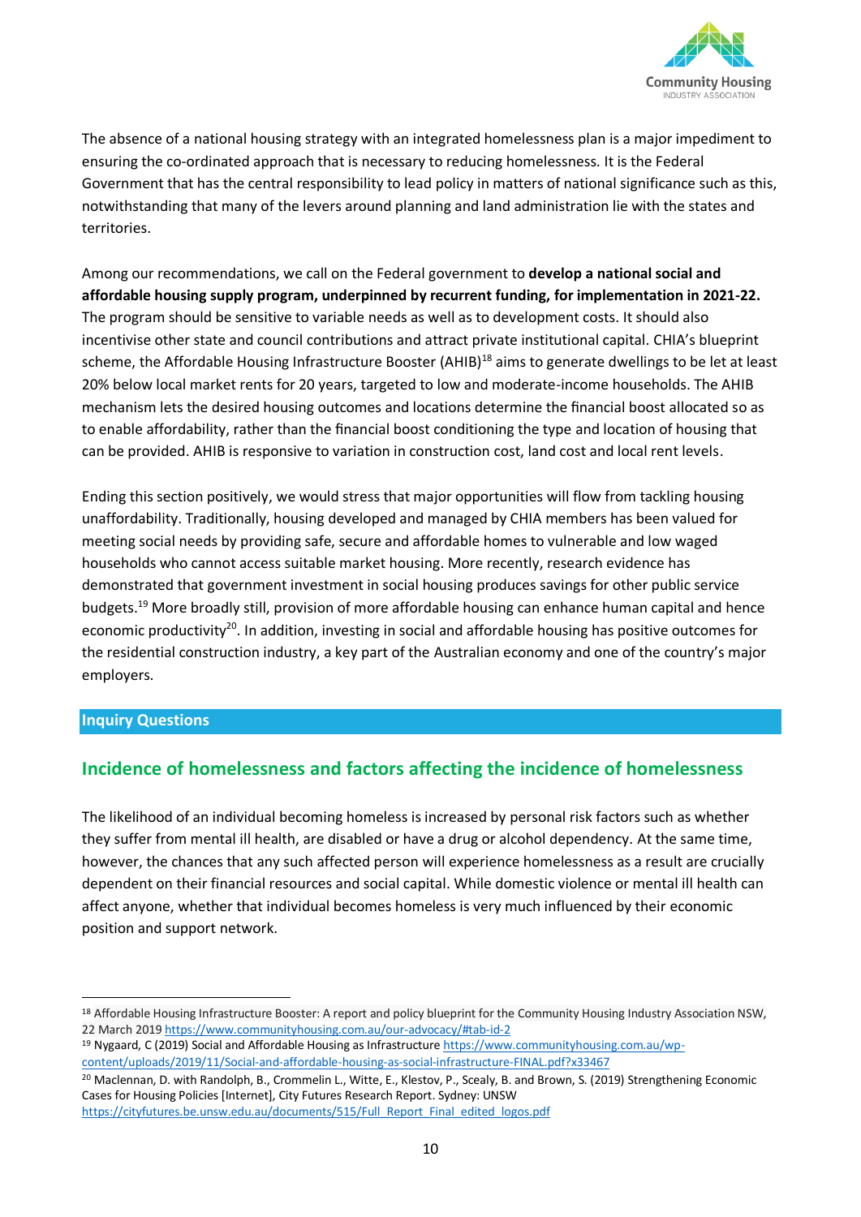The absence of a national housing strategy with an integrated homelessness plan is a major impediment to ensuring the co-ordinated approach that is necessary to reducing homelessness. It is the Federal Government that has the central responsibility to lead policy in matters of national significance such as this, notwithstanding that many of the levers around planning and land administration lie with the states and territories.

Among our recommendations, we call on the Federal government to **develop a national social and affordable housing supply program, underpinned by recurrent funding, for implementation in 2021-22.** The program should be sensitive to variable needs as well as to development costs. It should also incentivise other state and council contributions and attract private institutional capital. CHIA's blueprint scheme, the Affordable Housing Infrastructure Booster (AHIB)[18] aims to generate dwellings to be let at least 20% below local market rents for 20 years, targeted to low and moderate-income households. The AHIB mechanism lets the desired housing outcomes and locations determine the financial boost allocated so as to enable affordability, rather than the financial boost conditioning the type and location of housing that can be provided. AHIB is responsive to variation in construction cost, land cost and local rent levels.

Ending this section positively, we would stress that major opportunities will flow from tackling housing unaffordability. Traditionally, housing developed and managed by CHIA members has been valued for meeting social needs by providing safe, secure and affordable homes to vulnerable and low waged households who cannot access suitable market housing. More recently, research evidence has demonstrated that government investment in social housing produces savings for other public service budgets.[19] More broadly still, provision of more affordable housing can enhance human capital and hence economic productivity[20]. In addition, investing in social and affordable housing has positive outcomes for the residential construction industry, a key part of the Australian economy and one of the country's major employers.

## Inquiry Questions

### Incidence of homelessness and factors affecting the incidence of homelessness

The likelihood of an individual becoming homeless is increased by personal risk factors such as whether they suffer from mental ill health, are disabled or have a drug or alcohol dependency. At the same time, however, the chances that any such affected person will experience homelessness as a result are crucially dependent on their financial resources and social capital. While domestic violence or mental ill health can affect anyone, whether that individual becomes homeless is very much influenced by their economic position and support network.

---

[18] Affordable Housing Infrastructure Booster: A report and policy blueprint for the Community Housing Industry Association NSW, 22 March 2019 https://www.communityhousing.com.au/our-advocacy/#tab-id-2

[19] Nygaard, C (2019) Social and Affordable Housing as Infrastructure https://www.communityhousing.com.au/wp-content/uploads/2019/11/Social-and-affordable-housing-as-social-infrastructure-FINAL.pdf?x33467

[20] Maclennan, D. with Randolph, B., Crommelin L., Witte, E., Klestov, P., Scealy, B. and Brown, S. (2019) Strengthening Economic Cases for Housing Policies [Internet], City Futures Research Report. Sydney: UNSW https://cityfutures.be.unsw.edu.au/documents/515/Full_Report_Final_edited_logos.pdf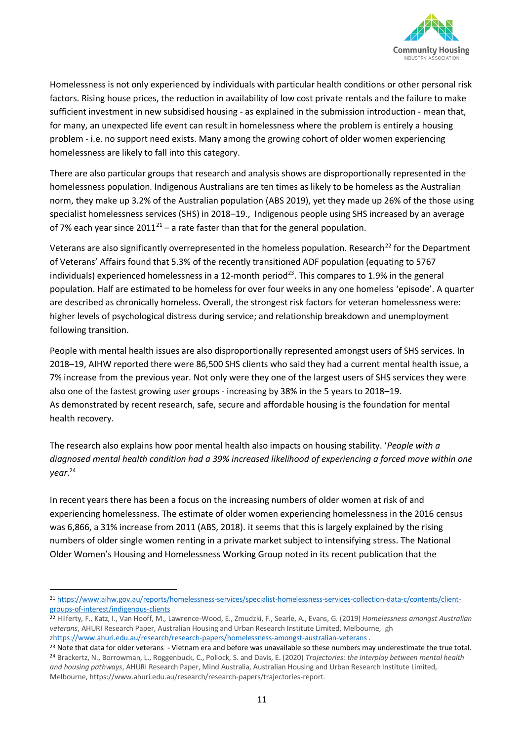Homelessness is not only experienced by individuals with particular health conditions or other personal risk factors. Rising house prices, the reduction in availability of low cost private rentals and the failure to make sufficient investment in new subsidised housing - as explained in the submission introduction - mean that, for many, an unexpected life event can result in homelessness where the problem is entirely a housing problem - i.e. no support need exists. Many among the growing cohort of older women experiencing homelessness are likely to fall into this category.

There are also particular groups that research and analysis shows are disproportionally represented in the homelessness population. Indigenous Australians are ten times as likely to be homeless as the Australian norm, they make up 3.2% of the Australian population (ABS 2019), yet they made up 26% of the those using specialist homelessness services (SHS) in 2018–19., Indigenous people using SHS increased by an average of 7% each year since 2011[21] – a rate faster than that for the general population.

Veterans are also significantly overrepresented in the homeless population. Research[22] for the Department of Veterans' Affairs found that 5.3% of the recently transitioned ADF population (equating to 5767 individuals) experienced homelessness in a 12-month period[23]. This compares to 1.9% in the general population. Half are estimated to be homeless for over four weeks in any one homeless 'episode'. A quarter are described as chronically homeless. Overall, the strongest risk factors for veteran homelessness were: higher levels of psychological distress during service; and relationship breakdown and unemployment following transition.

People with mental health issues are also disproportionally represented amongst users of SHS services. In 2018–19, AIHW reported there were 86,500 SHS clients who said they had a current mental health issue, a 7% increase from the previous year. Not only were they one of the largest users of SHS services they were also one of the fastest growing user groups - increasing by 38% in the 5 years to 2018–19.
As demonstrated by recent research, safe, secure and affordable housing is the foundation for mental health recovery.

The research also explains how poor mental health also impacts on housing stability. '*People with a diagnosed mental health condition had a 39% increased likelihood of experiencing a forced move within one year*.[24]

In recent years there has been a focus on the increasing numbers of older women at risk of and experiencing homelessness. The estimate of older women experiencing homelessness in the 2016 census was 6,866, a 31% increase from 2011 (ABS, 2018). it seems that this is largely explained by the rising numbers of older single women renting in a private market subject to intensifying stress. The National Older Women's Housing and Homelessness Working Group noted in its recent publication that the

---

[21] https://www.aihw.gov.au/reports/homelessness-services/specialist-homelessness-services-collection-data-c/contents/client-groups-of-interest/indigenous-clients

[22] Hilferty, F., Katz, I., Van Hooff, M., Lawrence-Wood, E., Zmudzki, F., Searle, A., Evans, G. (2019) *Homelessness amongst Australian veterans*, AHURI Research Paper, Australian Housing and Urban Research Institute Limited, Melbourne, gh zhttps://www.ahuri.edu.au/research/research-papers/homelessness-amongst-australian-veterans .

[23] Note that data for older veterans - Vietnam era and before was unavailable so these numbers may underestimate the true total.

[24] Brackertz, N., Borrowman, L., Roggenbuck, C., Pollock, S. and Davis, E. (2020) *Trajectories: the interplay between mental health and housing pathways*, AHURI Research Paper, Mind Australia, Australian Housing and Urban Research Institute Limited, Melbourne, https://www.ahuri.edu.au/research/research-papers/trajectories-report.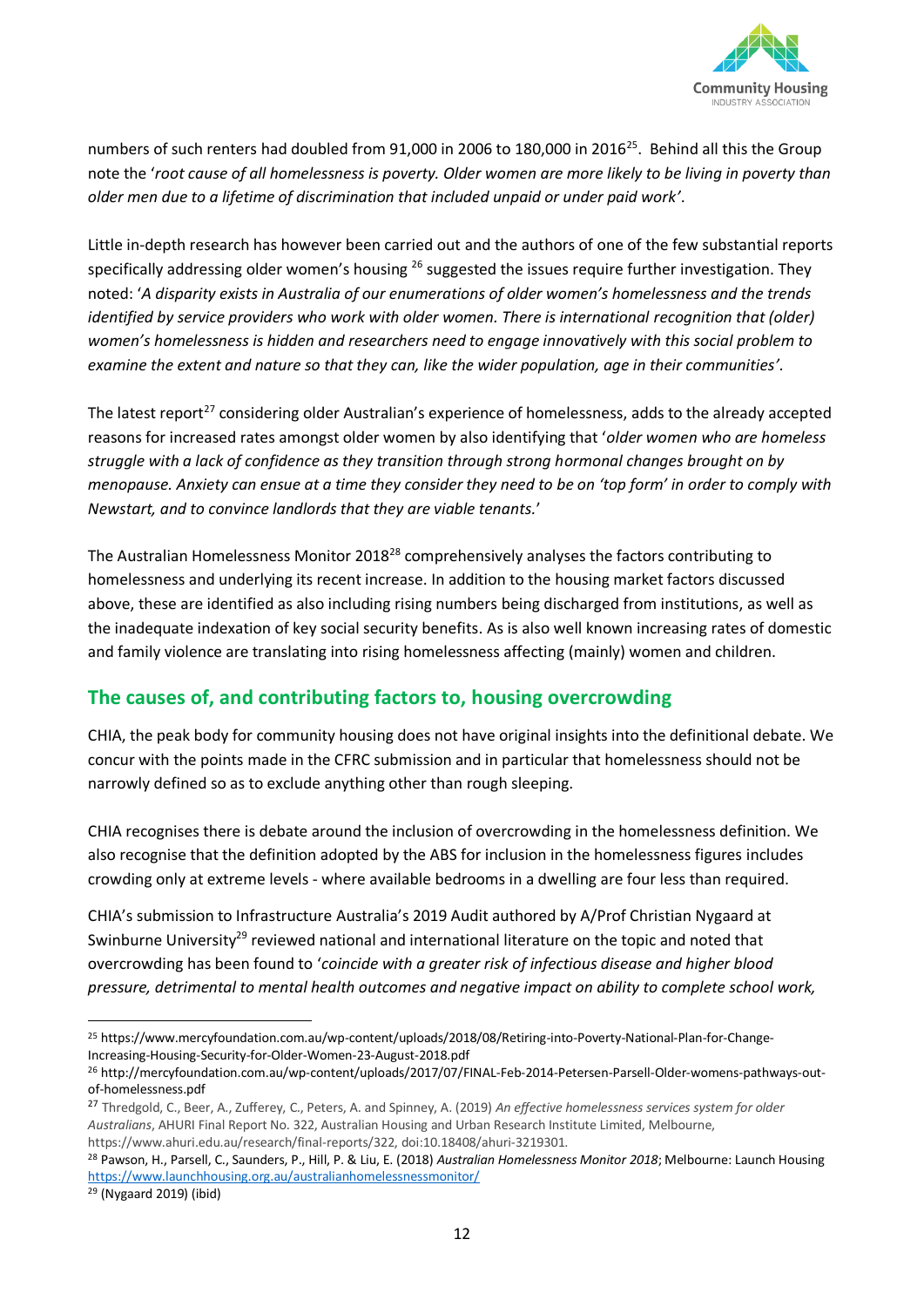numbers of such renters had doubled from 91,000 in 2006 to 180,000 in 2016[25]. Behind all this the Group note the '*root cause of all homelessness is poverty. Older women are more likely to be living in poverty than older men due to a lifetime of discrimination that included unpaid or under paid work'*.

Little in-depth research has however been carried out and the authors of one of the few substantial reports specifically addressing older women's housing [26] suggested the issues require further investigation. They noted: '*A disparity exists in Australia of our enumerations of older women's homelessness and the trends identified by service providers who work with older women. There is international recognition that (older) women's homelessness is hidden and researchers need to engage innovatively with this social problem to examine the extent and nature so that they can, like the wider population, age in their communities'*.

The latest report[27] considering older Australian's experience of homelessness, adds to the already accepted reasons for increased rates amongst older women by also identifying that '*older women who are homeless struggle with a lack of confidence as they transition through strong hormonal changes brought on by menopause. Anxiety can ensue at a time they consider they need to be on 'top form' in order to comply with Newstart, and to convince landlords that they are viable tenants.*'

The Australian Homelessness Monitor 2018[28] comprehensively analyses the factors contributing to homelessness and underlying its recent increase. In addition to the housing market factors discussed above, these are identified as also including rising numbers being discharged from institutions, as well as the inadequate indexation of key social security benefits. As is also well known increasing rates of domestic and family violence are translating into rising homelessness affecting (mainly) women and children.

## The causes of, and contributing factors to, housing overcrowding

CHIA, the peak body for community housing does not have original insights into the definitional debate. We concur with the points made in the CFRC submission and in particular that homelessness should not be narrowly defined so as to exclude anything other than rough sleeping.

CHIA recognises there is debate around the inclusion of overcrowding in the homelessness definition. We also recognise that the definition adopted by the ABS for inclusion in the homelessness figures includes crowding only at extreme levels - where available bedrooms in a dwelling are four less than required.

CHIA's submission to Infrastructure Australia's 2019 Audit authored by A/Prof Christian Nygaard at Swinburne University[29] reviewed national and international literature on the topic and noted that overcrowding has been found to '*coincide with a greater risk of infectious disease and higher blood pressure, detrimental to mental health outcomes and negative impact on ability to complete school work,*

---

[25] https://www.mercyfoundation.com.au/wp-content/uploads/2018/08/Retiring-into-Poverty-National-Plan-for-Change-Increasing-Housing-Security-for-Older-Women-23-August-2018.pdf

[26] http://mercyfoundation.com.au/wp-content/uploads/2017/07/FINAL-Feb-2014-Petersen-Parsell-Older-womens-pathways-out-of-homelessness.pdf

[27] Thredgold, C., Beer, A., Zufferey, C., Peters, A. and Spinney, A. (2019) *An effective homelessness services system for older Australians*, AHURI Final Report No. 322, Australian Housing and Urban Research Institute Limited, Melbourne, https://www.ahuri.edu.au/research/final-reports/322, doi:10.18408/ahuri-3219301.

[28] Pawson, H., Parsell, C., Saunders, P., Hill, P. & Liu, E. (2018) *Australian Homelessness Monitor 2018*; Melbourne: Launch Housing https://www.launchhousing.org.au/australianhomelessnessmonitor/

[29] (Nygaard 2019) (ibid)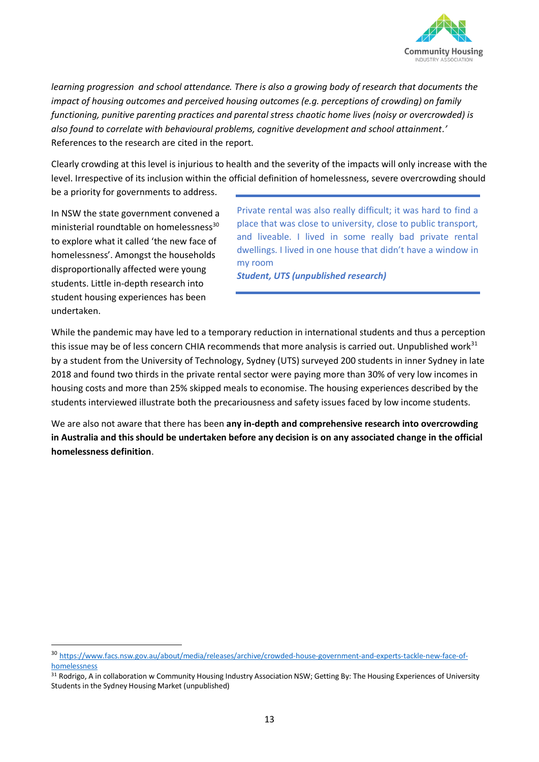*learning progression and school attendance. There is also a growing body of research that documents the impact of housing outcomes and perceived housing outcomes (e.g. perceptions of crowding) on family functioning, punitive parenting practices and parental stress chaotic home lives (noisy or overcrowded) is also found to correlate with behavioural problems, cognitive development and school attainment.'* References to the research are cited in the report.

Clearly crowding at this level is injurious to health and the severity of the impacts will only increase with the level. Irrespective of its inclusion within the official definition of homelessness, severe overcrowding should be a priority for governments to address.

In NSW the state government convened a ministerial roundtable on homelessness[30] to explore what it called 'the new face of homelessness'. Amongst the households disproportionally affected were young students. Little in-depth research into student housing experiences has been undertaken.

> Private rental was also really difficult; it was hard to find a place that was close to university, close to public transport, and liveable. I lived in some really bad private rental dwellings. I lived in one house that didn't have a window in my room
>
> ***Student, UTS (unpublished research)***

While the pandemic may have led to a temporary reduction in international students and thus a perception this issue may be of less concern CHIA recommends that more analysis is carried out. Unpublished work[31] by a student from the University of Technology, Sydney (UTS) surveyed 200 students in inner Sydney in late 2018 and found two thirds in the private rental sector were paying more than 30% of very low incomes in housing costs and more than 25% skipped meals to economise. The housing experiences described by the students interviewed illustrate both the precariousness and safety issues faced by low income students.

We are also not aware that there has been **any in-depth and comprehensive research into overcrowding in Australia and this should be undertaken before any decision is on any associated change in the official homelessness definition**.

---

[30] https://www.facs.nsw.gov.au/about/media/releases/archive/crowded-house-government-and-experts-tackle-new-face-of-homelessness

[31] Rodrigo, A in collaboration w Community Housing Industry Association NSW; Getting By: The Housing Experiences of University Students in the Sydney Housing Market (unpublished)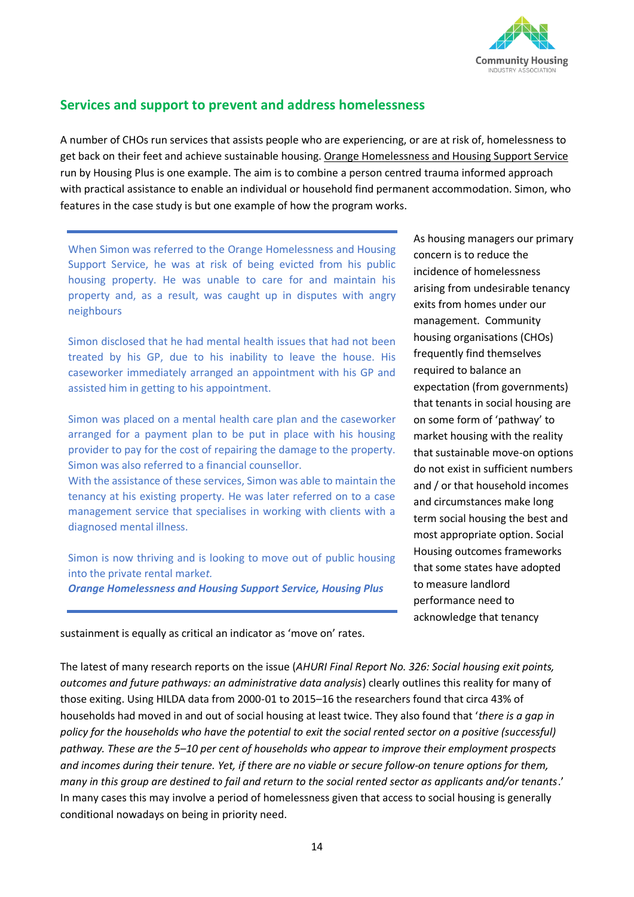## Services and support to prevent and address homelessness

A number of CHOs run services that assists people who are experiencing, or are at risk of, homelessness to get back on their feet and achieve sustainable housing. Orange Homelessness and Housing Support Service run by Housing Plus is one example. The aim is to combine a person centred trauma informed approach with practical assistance to enable an individual or household find permanent accommodation. Simon, who features in the case study is but one example of how the program works.

> When Simon was referred to the Orange Homelessness and Housing Support Service, he was at risk of being evicted from his public housing property. He was unable to care for and maintain his property and, as a result, was caught up in disputes with angry neighbours
>
> Simon disclosed that he had mental health issues that had not been treated by his GP, due to his inability to leave the house. His caseworker immediately arranged an appointment with his GP and assisted him in getting to his appointment.
>
> Simon was placed on a mental health care plan and the caseworker arranged for a payment plan to be put in place with his housing provider to pay for the cost of repairing the damage to the property. Simon was also referred to a financial counsellor.
> With the assistance of these services, Simon was able to maintain the tenancy at his existing property. He was later referred on to a case management service that specialises in working with clients with a diagnosed mental illness.
>
> Simon is now thriving and is looking to move out of public housing into the private rental market*.*
> ***Orange Homelessness and Housing Support Service, Housing Plus***

As housing managers our primary concern is to reduce the incidence of homelessness arising from undesirable tenancy exits from homes under our management. Community housing organisations (CHOs) frequently find themselves required to balance an expectation (from governments) that tenants in social housing are on some form of 'pathway' to market housing with the reality that sustainable move-on options do not exist in sufficient numbers and / or that household incomes and circumstances make long term social housing the best and most appropriate option. Social Housing outcomes frameworks that some states have adopted to measure landlord performance need to acknowledge that tenancy sustainment is equally as critical an indicator as 'move on' rates.

The latest of many research reports on the issue (*AHURI Final Report No. 326: Social housing exit points, outcomes and future pathways: an administrative data analysis*) clearly outlines this reality for many of those exiting. Using HILDA data from 2000-01 to 2015–16 the researchers found that circa 43% of households had moved in and out of social housing at least twice. They also found that '*there is a gap in policy for the households who have the potential to exit the social rented sector on a positive (successful) pathway. These are the 5–10 per cent of households who appear to improve their employment prospects and incomes during their tenure. Yet, if there are no viable or secure follow-on tenure options for them, many in this group are destined to fail and return to the social rented sector as applicants and/or tenants*.' In many cases this may involve a period of homelessness given that access to social housing is generally conditional nowadays on being in priority need.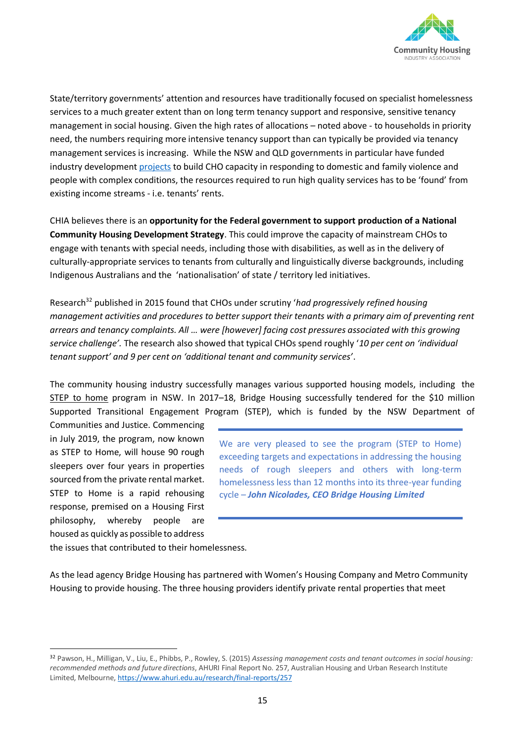State/territory governments' attention and resources have traditionally focused on specialist homelessness services to a much greater extent than on long term tenancy support and responsive, sensitive tenancy management in social housing. Given the high rates of allocations – noted above - to households in priority need, the numbers requiring more intensive tenancy support than can typically be provided via tenancy management services is increasing. While the NSW and QLD governments in particular have funded industry development projects to build CHO capacity in responding to domestic and family violence and people with complex conditions, the resources required to run high quality services has to be 'found' from existing income streams - i.e. tenants' rents.

CHIA believes there is an **opportunity for the Federal government to support production of a National Community Housing Development Strategy**. This could improve the capacity of mainstream CHOs to engage with tenants with special needs, including those with disabilities, as well as in the delivery of culturally-appropriate services to tenants from culturally and linguistically diverse backgrounds, including Indigenous Australians and the 'nationalisation' of state / territory led initiatives.

Research[32] published in 2015 found that CHOs under scrutiny '*had progressively refined housing management activities and procedures to better support their tenants with a primary aim of preventing rent arrears and tenancy complaints. All … were [however] facing cost pressures associated with this growing service challenge'*. The research also showed that typical CHOs spend roughly '*10 per cent on 'individual tenant support' and 9 per cent on 'additional tenant and community services'*.

The community housing industry successfully manages various supported housing models, including the STEP to home program in NSW. In 2017–18, Bridge Housing successfully tendered for the $10 million Supported Transitional Engagement Program (STEP), which is funded by the NSW Department of Communities and Justice. Commencing in July 2019, the program, now known as STEP to Home, will house 90 rough sleepers over four years in properties sourced from the private rental market. STEP to Home is a rapid rehousing response, premised on a Housing First philosophy, whereby people are housed as quickly as possible to address the issues that contributed to their homelessness.

> We are very pleased to see the program (STEP to Home) exceeding targets and expectations in addressing the housing needs of rough sleepers and others with long-term homelessness less than 12 months into its three-year funding cycle – ***John Nicolades, CEO Bridge Housing Limited***

As the lead agency Bridge Housing has partnered with Women's Housing Company and Metro Community Housing to provide housing. The three housing providers identify private rental properties that meet

---

[32] Pawson, H., Milligan, V., Liu, E., Phibbs, P., Rowley, S. (2015) *Assessing management costs and tenant outcomes in social housing: recommended methods and future directions*, AHURI Final Report No. 257, Australian Housing and Urban Research Institute Limited, Melbourne, https://www.ahuri.edu.au/research/final-reports/257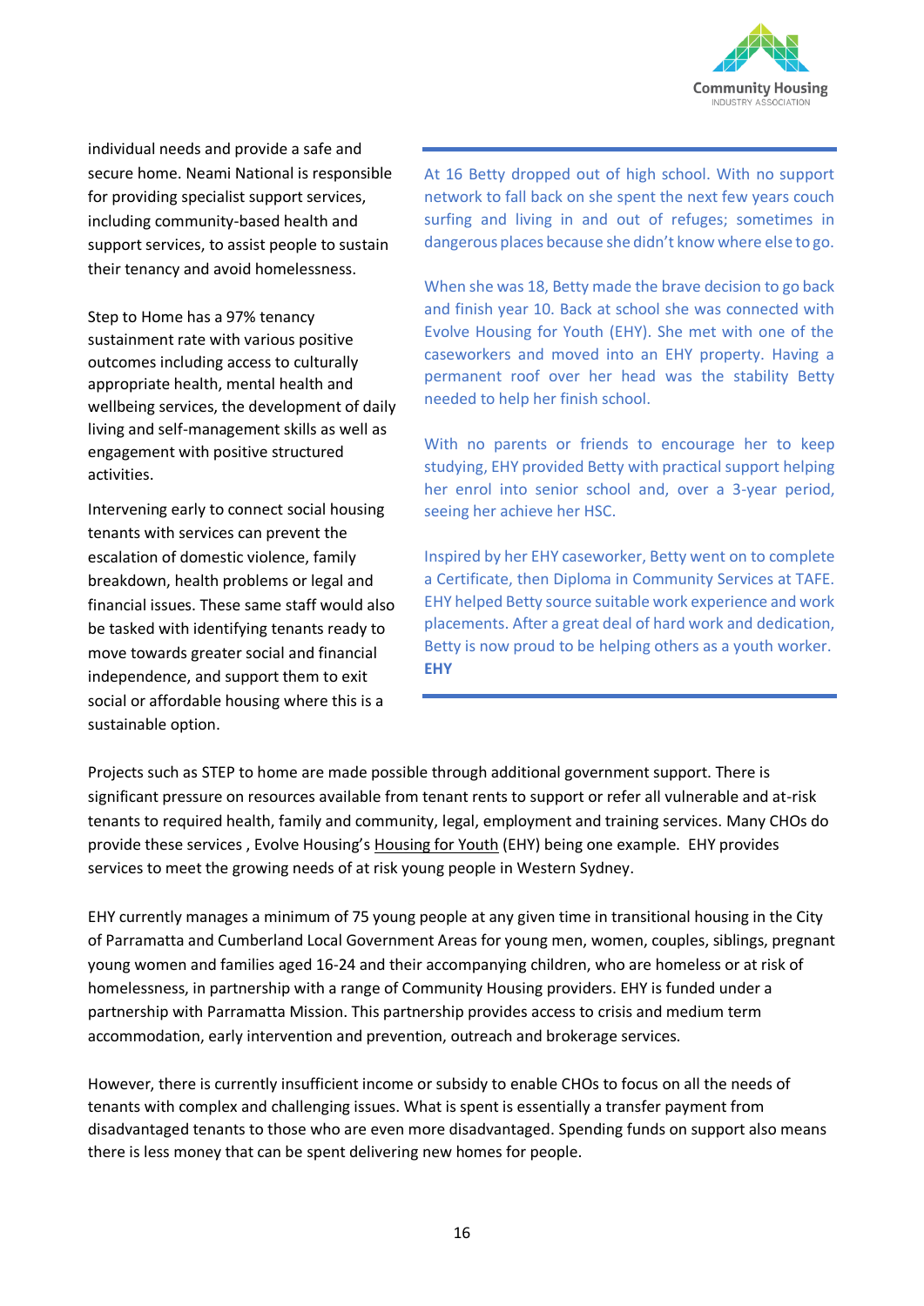individual needs and provide a safe and secure home. Neami National is responsible for providing specialist support services, including community-based health and support services, to assist people to sustain their tenancy and avoid homelessness.

Step to Home has a 97% tenancy sustainment rate with various positive outcomes including access to culturally appropriate health, mental health and wellbeing services, the development of daily living and self-management skills as well as engagement with positive structured activities.

Intervening early to connect social housing tenants with services can prevent the escalation of domestic violence, family breakdown, health problems or legal and financial issues. These same staff would also be tasked with identifying tenants ready to move towards greater social and financial independence, and support them to exit social or affordable housing where this is a sustainable option.

---

At 16 Betty dropped out of high school. With no support network to fall back on she spent the next few years couch surfing and living in and out of refuges; sometimes in dangerous places because she didn't know where else to go.

When she was 18, Betty made the brave decision to go back and finish year 10. Back at school she was connected with Evolve Housing for Youth (EHY). She met with one of the caseworkers and moved into an EHY property. Having a permanent roof over her head was the stability Betty needed to help her finish school.

With no parents or friends to encourage her to keep studying, EHY provided Betty with practical support helping her enrol into senior school and, over a 3-year period, seeing her achieve her HSC.

Inspired by her EHY caseworker, Betty went on to complete a Certificate, then Diploma in Community Services at TAFE. EHY helped Betty source suitable work experience and work placements. After a great deal of hard work and dedication, Betty is now proud to be helping others as a youth worker.
**EHY**

---

Projects such as STEP to home are made possible through additional government support. There is significant pressure on resources available from tenant rents to support or refer all vulnerable and at-risk tenants to required health, family and community, legal, employment and training services. Many CHOs do provide these services , Evolve Housing's Housing for Youth (EHY) being one example. EHY provides services to meet the growing needs of at risk young people in Western Sydney.

EHY currently manages a minimum of 75 young people at any given time in transitional housing in the City of Parramatta and Cumberland Local Government Areas for young men, women, couples, siblings, pregnant young women and families aged 16-24 and their accompanying children, who are homeless or at risk of homelessness, in partnership with a range of Community Housing providers. EHY is funded under a partnership with Parramatta Mission. This partnership provides access to crisis and medium term accommodation, early intervention and prevention, outreach and brokerage services.

However, there is currently insufficient income or subsidy to enable CHOs to focus on all the needs of tenants with complex and challenging issues. What is spent is essentially a transfer payment from disadvantaged tenants to those who are even more disadvantaged. Spending funds on support also means there is less money that can be spent delivering new homes for people.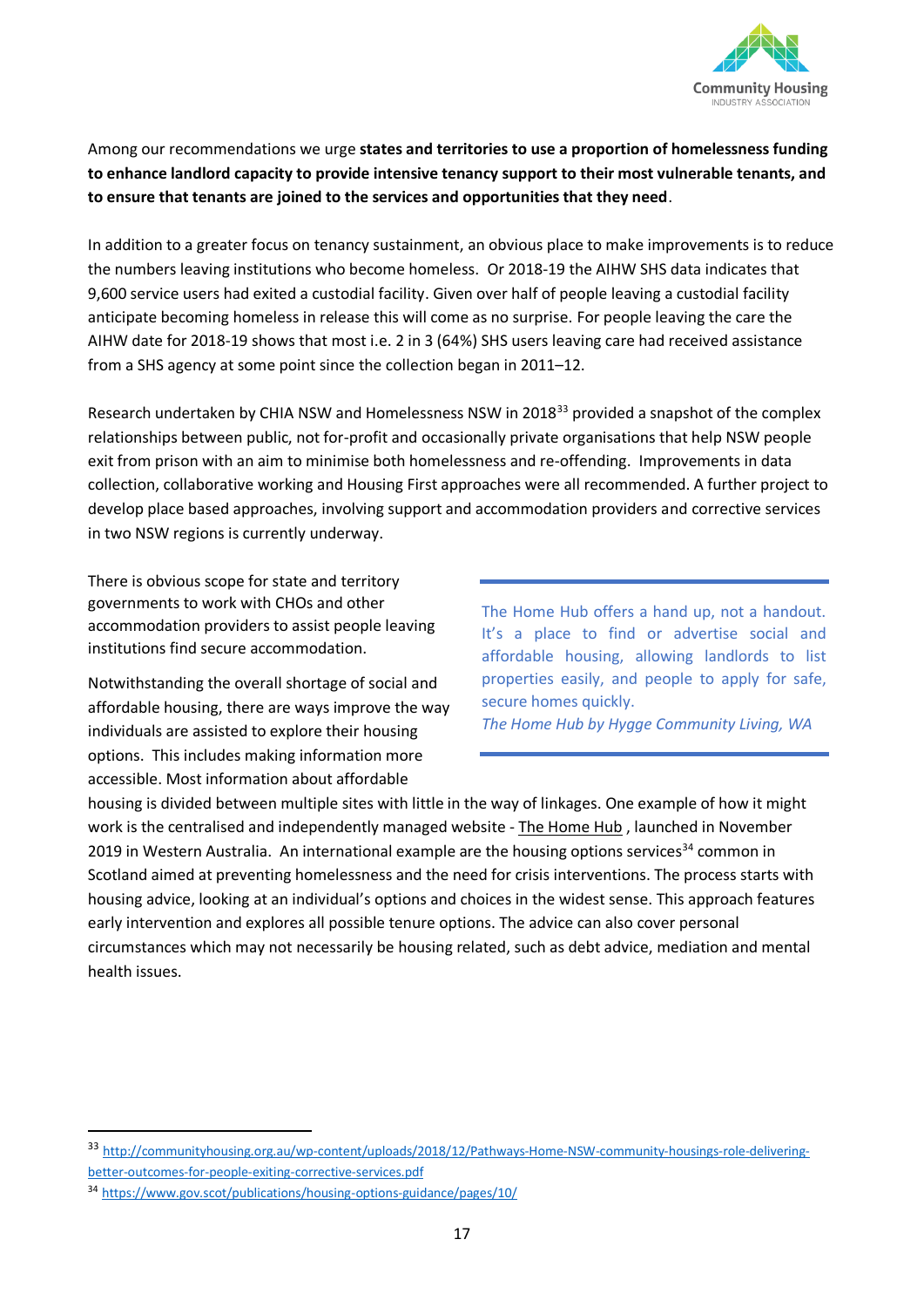Among our recommendations we urge **states and territories to use a proportion of homelessness funding to enhance landlord capacity to provide intensive tenancy support to their most vulnerable tenants, and to ensure that tenants are joined to the services and opportunities that they need**.

In addition to a greater focus on tenancy sustainment, an obvious place to make improvements is to reduce the numbers leaving institutions who become homeless. Or 2018-19 the AIHW SHS data indicates that 9,600 service users had exited a custodial facility. Given over half of people leaving a custodial facility anticipate becoming homeless in release this will come as no surprise. For people leaving the care the AIHW date for 2018-19 shows that most i.e. 2 in 3 (64%) SHS users leaving care had received assistance from a SHS agency at some point since the collection began in 2011–12.

Research undertaken by CHIA NSW and Homelessness NSW in 2018[33] provided a snapshot of the complex relationships between public, not for-profit and occasionally private organisations that help NSW people exit from prison with an aim to minimise both homelessness and re-offending. Improvements in data collection, collaborative working and Housing First approaches were all recommended. A further project to develop place based approaches, involving support and accommodation providers and corrective services in two NSW regions is currently underway.

There is obvious scope for state and territory governments to work with CHOs and other accommodation providers to assist people leaving institutions find secure accommodation.

Notwithstanding the overall shortage of social and affordable housing, there are ways improve the way individuals are assisted to explore their housing options. This includes making information more accessible. Most information about affordable housing is divided between multiple sites with little in the way of linkages. One example of how it might work is the centralised and independently managed website - The Home Hub , launched in November 2019 in Western Australia. An international example are the housing options services[34] common in Scotland aimed at preventing homelessness and the need for crisis interventions. The process starts with housing advice, looking at an individual's options and choices in the widest sense. This approach features early intervention and explores all possible tenure options. The advice can also cover personal circumstances which may not necessarily be housing related, such as debt advice, mediation and mental health issues.

> The Home Hub offers a hand up, not a handout. It's a place to find or advertise social and affordable housing, allowing landlords to list properties easily, and people to apply for safe, secure homes quickly.
> *The Home Hub by Hygge Community Living, WA*

---

[33] http://communityhousing.org.au/wp-content/uploads/2018/12/Pathways-Home-NSW-community-housings-role-delivering-better-outcomes-for-people-exiting-corrective-services.pdf

[34] https://www.gov.scot/publications/housing-options-guidance/pages/10/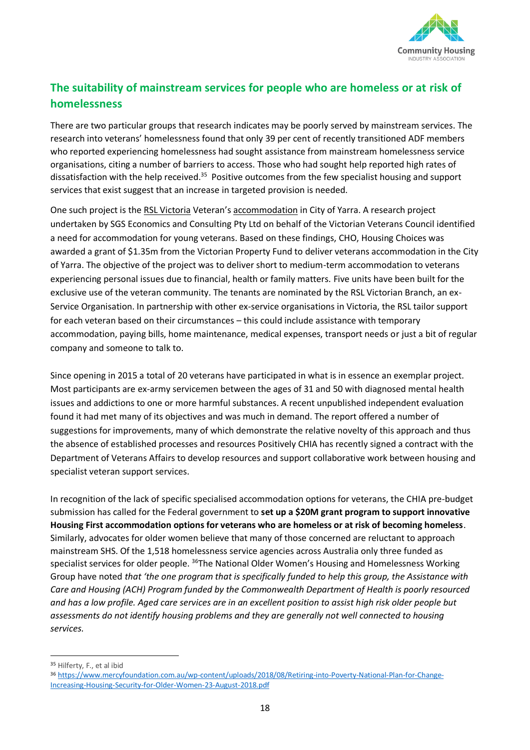## The suitability of mainstream services for people who are homeless or at risk of homelessness

There are two particular groups that research indicates may be poorly served by mainstream services. The research into veterans' homelessness found that only 39 per cent of recently transitioned ADF members who reported experiencing homelessness had sought assistance from mainstream homelessness service organisations, citing a number of barriers to access. Those who had sought help reported high rates of dissatisfaction with the help received.[35] Positive outcomes from the few specialist housing and support services that exist suggest that an increase in targeted provision is needed.

One such project is the RSL Victoria Veteran's accommodation in City of Yarra. A research project undertaken by SGS Economics and Consulting Pty Ltd on behalf of the Victorian Veterans Council identified a need for accommodation for young veterans. Based on these findings, CHO, Housing Choices was awarded a grant of $1.35m from the Victorian Property Fund to deliver veterans accommodation in the City of Yarra. The objective of the project was to deliver short to medium-term accommodation to veterans experiencing personal issues due to financial, health or family matters. Five units have been built for the exclusive use of the veteran community. The tenants are nominated by the RSL Victorian Branch, an ex-Service Organisation. In partnership with other ex-service organisations in Victoria, the RSL tailor support for each veteran based on their circumstances – this could include assistance with temporary accommodation, paying bills, home maintenance, medical expenses, transport needs or just a bit of regular company and someone to talk to.

Since opening in 2015 a total of 20 veterans have participated in what is in essence an exemplar project. Most participants are ex-army servicemen between the ages of 31 and 50 with diagnosed mental health issues and addictions to one or more harmful substances. A recent unpublished independent evaluation found it had met many of its objectives and was much in demand. The report offered a number of suggestions for improvements, many of which demonstrate the relative novelty of this approach and thus the absence of established processes and resources Positively CHIA has recently signed a contract with the Department of Veterans Affairs to develop resources and support collaborative work between housing and specialist veteran support services.

In recognition of the lack of specific specialised accommodation options for veterans, the CHIA pre-budget submission has called for the Federal government to **set up a $20M grant program to support innovative Housing First accommodation options for veterans who are homeless or at risk of becoming homeless**. Similarly, advocates for older women believe that many of those concerned are reluctant to approach mainstream SHS. Of the 1,518 homelessness service agencies across Australia only three funded as specialist services for older people. [36]The National Older Women's Housing and Homelessness Working Group have noted *that 'the one program that is specifically funded to help this group, the Assistance with Care and Housing (ACH) Program funded by the Commonwealth Department of Health is poorly resourced and has a low profile. Aged care services are in an excellent position to assist high risk older people but assessments do not identify housing problems and they are generally not well connected to housing services.*

---

[35] Hilferty, F., et al ibid

[36] https://www.mercyfoundation.com.au/wp-content/uploads/2018/08/Retiring-into-Poverty-National-Plan-for-Change-Increasing-Housing-Security-for-Older-Women-23-August-2018.pdf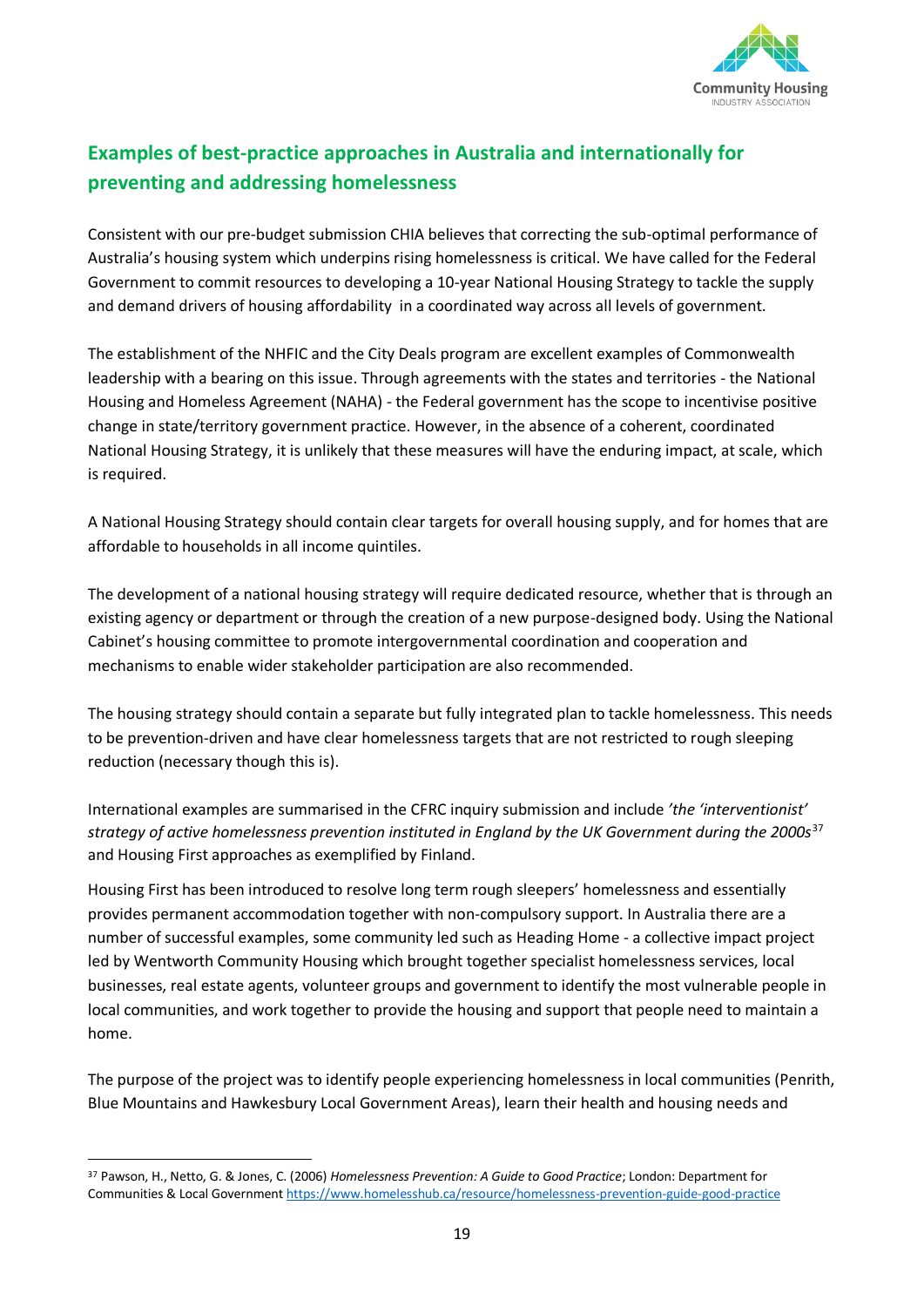## Examples of best-practice approaches in Australia and internationally for preventing and addressing homelessness

Consistent with our pre-budget submission CHIA believes that correcting the sub-optimal performance of Australia's housing system which underpins rising homelessness is critical. We have called for the Federal Government to commit resources to developing a 10-year National Housing Strategy to tackle the supply and demand drivers of housing affordability in a coordinated way across all levels of government.

The establishment of the NHFIC and the City Deals program are excellent examples of Commonwealth leadership with a bearing on this issue. Through agreements with the states and territories - the National Housing and Homeless Agreement (NAHA) - the Federal government has the scope to incentivise positive change in state/territory government practice. However, in the absence of a coherent, coordinated National Housing Strategy, it is unlikely that these measures will have the enduring impact, at scale, which is required.

A National Housing Strategy should contain clear targets for overall housing supply, and for homes that are affordable to households in all income quintiles.

The development of a national housing strategy will require dedicated resource, whether that is through an existing agency or department or through the creation of a new purpose-designed body. Using the National Cabinet's housing committee to promote intergovernmental coordination and cooperation and mechanisms to enable wider stakeholder participation are also recommended.

The housing strategy should contain a separate but fully integrated plan to tackle homelessness. This needs to be prevention-driven and have clear homelessness targets that are not restricted to rough sleeping reduction (necessary though this is).

International examples are summarised in the CFRC inquiry submission and include *'the 'interventionist' strategy of active homelessness prevention instituted in England by the UK Government during the 2000s*[37] and Housing First approaches as exemplified by Finland.

Housing First has been introduced to resolve long term rough sleepers' homelessness and essentially provides permanent accommodation together with non-compulsory support. In Australia there are a number of successful examples, some community led such as Heading Home - a collective impact project led by Wentworth Community Housing which brought together specialist homelessness services, local businesses, real estate agents, volunteer groups and government to identify the most vulnerable people in local communities, and work together to provide the housing and support that people need to maintain a home.

The purpose of the project was to identify people experiencing homelessness in local communities (Penrith, Blue Mountains and Hawkesbury Local Government Areas), learn their health and housing needs and

---

[37] Pawson, H., Netto, G. & Jones, C. (2006) *Homelessness Prevention: A Guide to Good Practice*; London: Department for Communities & Local Government https://www.homelesshub.ca/resource/homelessness-prevention-guide-good-practice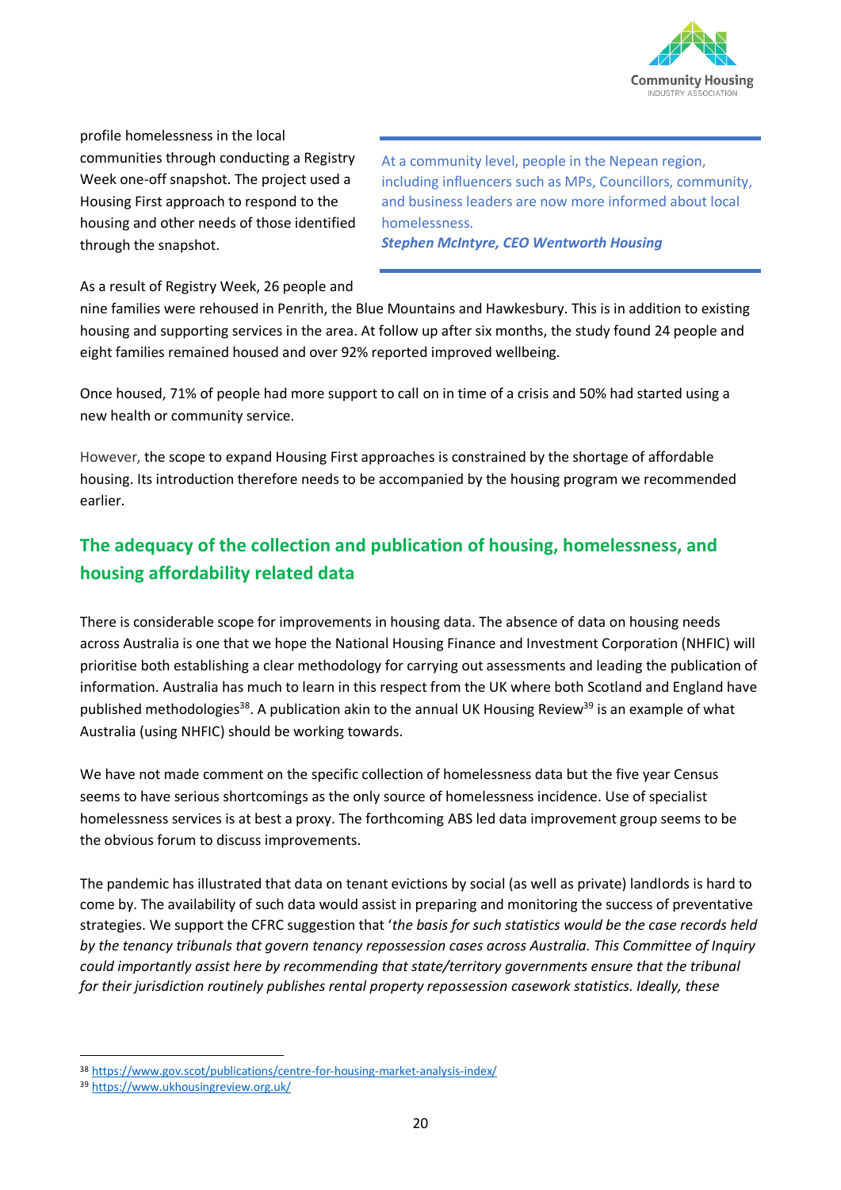profile homelessness in the local communities through conducting a Registry Week one-off snapshot. The project used a Housing First approach to respond to the housing and other needs of those identified through the snapshot.

> At a community level, people in the Nepean region, including influencers such as MPs, Councillors, community, and business leaders are now more informed about local homelessness.
> ***Stephen McIntyre, CEO Wentworth Housing***

As a result of Registry Week, 26 people and nine families were rehoused in Penrith, the Blue Mountains and Hawkesbury. This is in addition to existing housing and supporting services in the area. At follow up after six months, the study found 24 people and eight families remained housed and over 92% reported improved wellbeing.

Once housed, 71% of people had more support to call on in time of a crisis and 50% had started using a new health or community service.

However, the scope to expand Housing First approaches is constrained by the shortage of affordable housing. Its introduction therefore needs to be accompanied by the housing program we recommended earlier.

## The adequacy of the collection and publication of housing, homelessness, and housing affordability related data

There is considerable scope for improvements in housing data. The absence of data on housing needs across Australia is one that we hope the National Housing Finance and Investment Corporation (NHFIC) will prioritise both establishing a clear methodology for carrying out assessments and leading the publication of information. Australia has much to learn in this respect from the UK where both Scotland and England have published methodologies[38]. A publication akin to the annual UK Housing Review[39] is an example of what Australia (using NHFIC) should be working towards.

We have not made comment on the specific collection of homelessness data but the five year Census seems to have serious shortcomings as the only source of homelessness incidence. Use of specialist homelessness services is at best a proxy. The forthcoming ABS led data improvement group seems to be the obvious forum to discuss improvements.

The pandemic has illustrated that data on tenant evictions by social (as well as private) landlords is hard to come by. The availability of such data would assist in preparing and monitoring the success of preventative strategies. We support the CFRC suggestion that '*the basis for such statistics would be the case records held by the tenancy tribunals that govern tenancy repossession cases across Australia. This Committee of Inquiry could importantly assist here by recommending that state/territory governments ensure that the tribunal for their jurisdiction routinely publishes rental property repossession casework statistics. Ideally, these*

---

[38] https://www.gov.scot/publications/centre-for-housing-market-analysis-index/

[39] https://www.ukhousingreview.org.uk/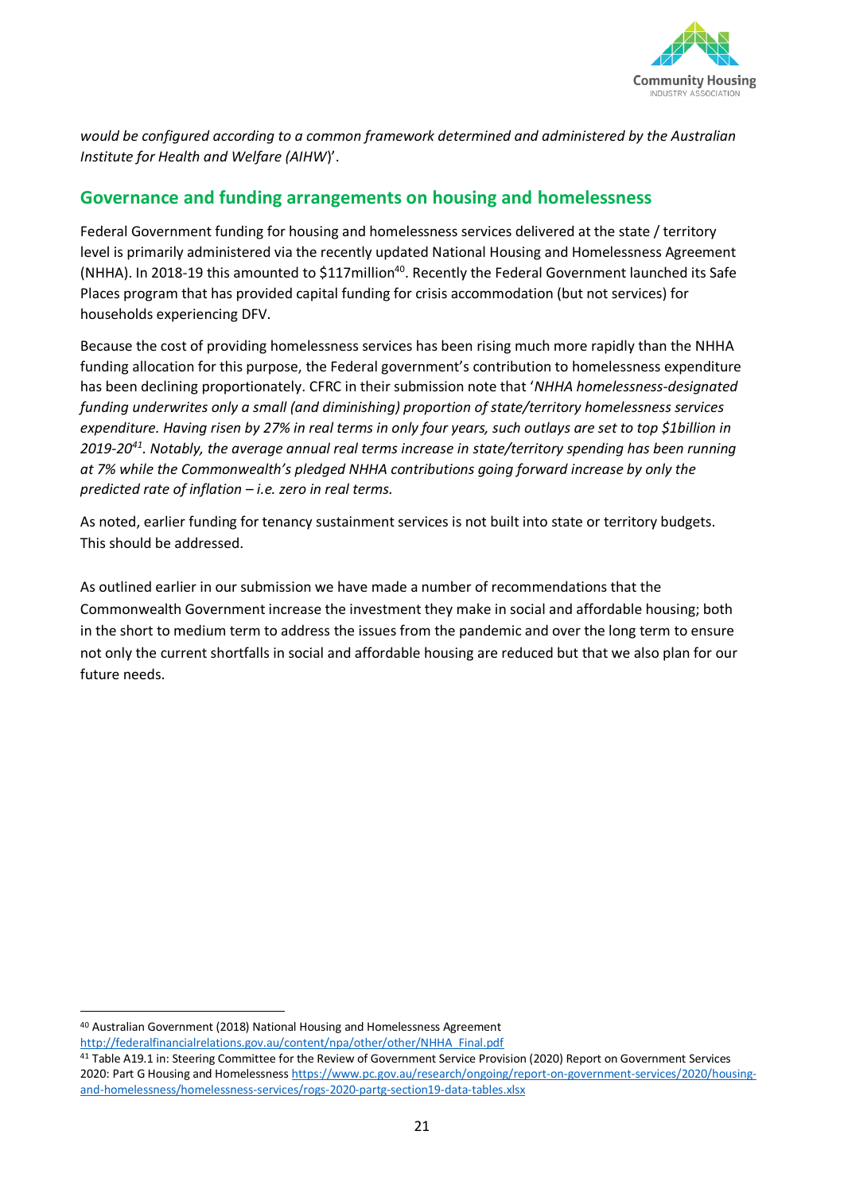*would be configured according to a common framework determined and administered by the Australian Institute for Health and Welfare (AIHW)*'.

## Governance and funding arrangements on housing and homelessness

Federal Government funding for housing and homelessness services delivered at the state / territory level is primarily administered via the recently updated National Housing and Homelessness Agreement (NHHA). In 2018-19 this amounted to $117million[40]. Recently the Federal Government launched its Safe Places program that has provided capital funding for crisis accommodation (but not services) for households experiencing DFV.

Because the cost of providing homelessness services has been rising much more rapidly than the NHHA funding allocation for this purpose, the Federal government's contribution to homelessness expenditure has been declining proportionately. CFRC in their submission note that '*NHHA homelessness-designated funding underwrites only a small (and diminishing) proportion of state/territory homelessness services expenditure. Having risen by 27% in real terms in only four years, such outlays are set to top $1billion in 2019-20[41]. Notably, the average annual real terms increase in state/territory spending has been running at 7% while the Commonwealth's pledged NHHA contributions going forward increase by only the predicted rate of inflation – i.e. zero in real terms.*

As noted, earlier funding for tenancy sustainment services is not built into state or territory budgets. This should be addressed.

As outlined earlier in our submission we have made a number of recommendations that the Commonwealth Government increase the investment they make in social and affordable housing; both in the short to medium term to address the issues from the pandemic and over the long term to ensure not only the current shortfalls in social and affordable housing are reduced but that we also plan for our future needs.

---

[40] Australian Government (2018) National Housing and Homelessness Agreement http://federalfinancialrelations.gov.au/content/npa/other/other/NHHA_Final.pdf

[41] Table A19.1 in: Steering Committee for the Review of Government Service Provision (2020) Report on Government Services 2020: Part G Housing and Homelessness https://www.pc.gov.au/research/ongoing/report-on-government-services/2020/housing-and-homelessness/homelessness-services/rogs-2020-partg-section19-data-tables.xlsx